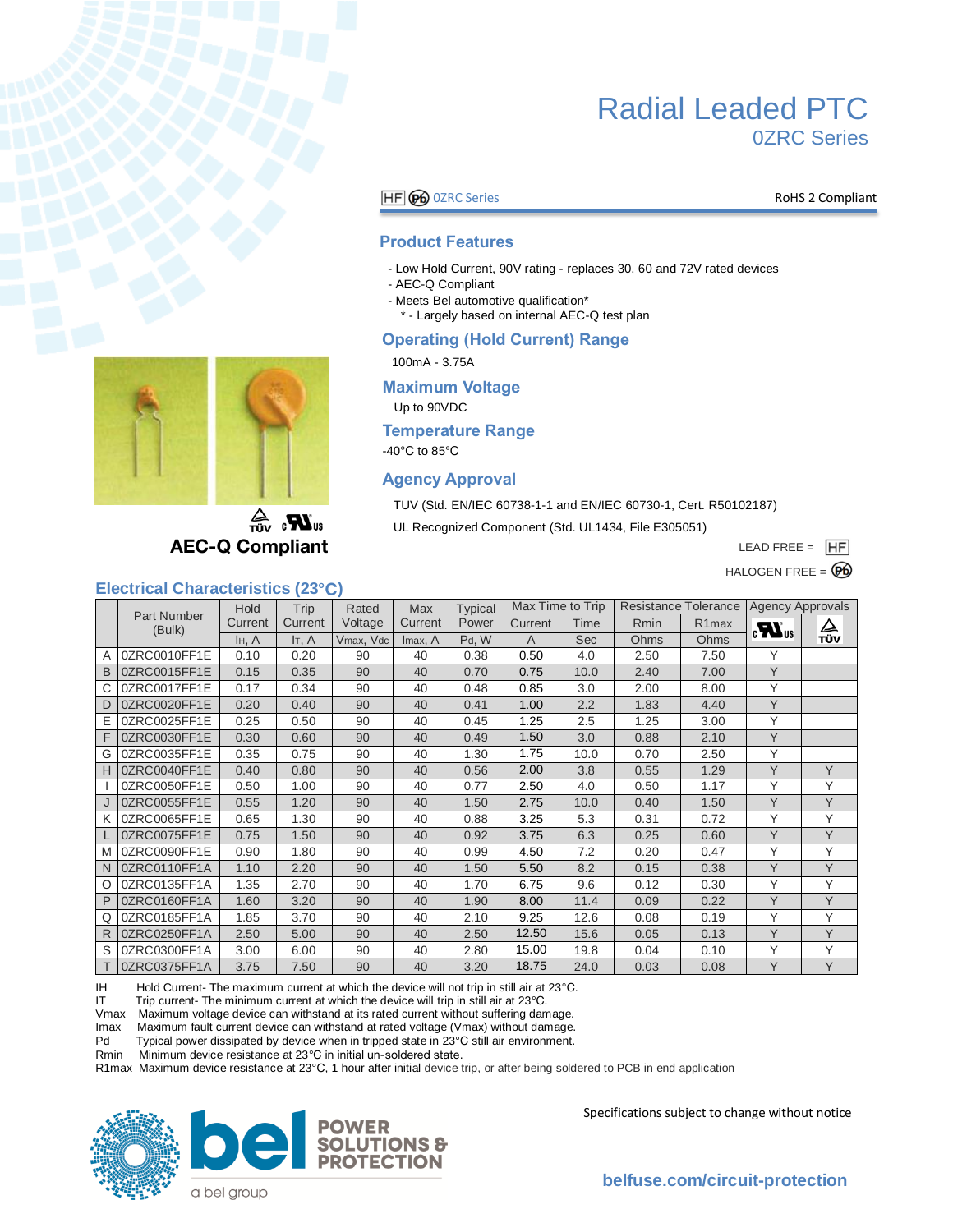# Radial Leaded PTC

## 0ZRC Series

HF Pb 0ZRC Series — RoHS 2 Compliant

### Product Features

- Low Hold Current, 90V rating - replaces 30, 60 and 72V rated devices
- AEC-Q Compliant
- Meets Bel automotive qualification*
  * - Largely based on internal AEC-Q test plan

### Operating (Hold Current) Range

100mA - 3.75A

### Maximum Voltage

Up to 90VDC

### Temperature Range

-40°C to 85°C

### Agency Approval

TUV (Std. EN/IEC 60738-1-1 and EN/IEC 60730-1, Cert. R50102187)

UL Recognized Component (Std. UL1434, File E305051)

LEAD FREE = HF

HALOGEN FREE = Pb

**AEC-Q Compliant**

### Electrical Characteristics (23°C)

| | Part Number (Bulk) | Hold Current | Trip Current | Rated Voltage | Max Current | Typical Power | Max Time to Trip | | Resistance Tolerance | | Agency Approvals | |
|---|---|---|---|---|---|---|---|---|---|---|---|---|
| | | $I_H$, A | $I_T$, A | Vmax, Vdc | Imax, A | Pd, W | Current A | Time Sec | Rmin Ohms | R1max Ohms | cURus | TÜV |
| A | 0ZRC0010FF1E | 0.10 | 0.20 | 90 | 40 | 0.38 | 0.50 | 4.0 | 2.50 | 7.50 | Y | |
| B | 0ZRC0015FF1E | 0.15 | 0.35 | 90 | 40 | 0.70 | 0.75 | 10.0 | 2.40 | 7.00 | Y | |
| C | 0ZRC0017FF1E | 0.17 | 0.34 | 90 | 40 | 0.48 | 0.85 | 3.0 | 2.00 | 8.00 | Y | |
| D | 0ZRC0020FF1E | 0.20 | 0.40 | 90 | 40 | 0.41 | 1.00 | 2.2 | 1.83 | 4.40 | Y | |
| E | 0ZRC0025FF1E | 0.25 | 0.50 | 90 | 40 | 0.45 | 1.25 | 2.5 | 1.25 | 3.00 | Y | |
| F | 0ZRC0030FF1E | 0.30 | 0.60 | 90 | 40 | 0.49 | 1.50 | 3.0 | 0.88 | 2.10 | Y | |
| G | 0ZRC0035FF1E | 0.35 | 0.75 | 90 | 40 | 1.30 | 1.75 | 10.0 | 0.70 | 2.50 | Y | |
| H | 0ZRC0040FF1E | 0.40 | 0.80 | 90 | 40 | 0.56 | 2.00 | 3.8 | 0.55 | 1.29 | Y | Y |
| I | 0ZRC0050FF1E | 0.50 | 1.00 | 90 | 40 | 0.77 | 2.50 | 4.0 | 0.50 | 1.17 | Y | Y |
| J | 0ZRC0055FF1E | 0.55 | 1.20 | 90 | 40 | 1.50 | 2.75 | 10.0 | 0.40 | 1.50 | Y | Y |
| K | 0ZRC0065FF1E | 0.65 | 1.30 | 90 | 40 | 0.88 | 3.25 | 5.3 | 0.31 | 0.72 | Y | Y |
| L | 0ZRC0075FF1E | 0.75 | 1.50 | 90 | 40 | 0.92 | 3.75 | 6.3 | 0.25 | 0.60 | Y | Y |
| M | 0ZRC0090FF1E | 0.90 | 1.80 | 90 | 40 | 0.99 | 4.50 | 7.2 | 0.20 | 0.47 | Y | Y |
| N | 0ZRC0110FF1A | 1.10 | 2.20 | 90 | 40 | 1.50 | 5.50 | 8.2 | 0.15 | 0.38 | Y | Y |
| O | 0ZRC0135FF1A | 1.35 | 2.70 | 90 | 40 | 1.70 | 6.75 | 9.6 | 0.12 | 0.30 | Y | Y |
| P | 0ZRC0160FF1A | 1.60 | 3.20 | 90 | 40 | 1.90 | 8.00 | 11.4 | 0.09 | 0.22 | Y | Y |
| Q | 0ZRC0185FF1A | 1.85 | 3.70 | 90 | 40 | 2.10 | 9.25 | 12.6 | 0.08 | 0.19 | Y | Y |
| R | 0ZRC0250FF1A | 2.50 | 5.00 | 90 | 40 | 2.50 | 12.50 | 15.6 | 0.05 | 0.13 | Y | Y |
| S | 0ZRC0300FF1A | 3.00 | 6.00 | 90 | 40 | 2.80 | 15.00 | 19.8 | 0.04 | 0.10 | Y | Y |
| T | 0ZRC0375FF1A | 3.75 | 7.50 | 90 | 40 | 3.20 | 18.75 | 24.0 | 0.03 | 0.08 | Y | Y |

IH  Hold Current- The maximum current at which the device will not trip in still air at 23°C.
IT  Trip current- The minimum current at which the device will trip in still air at 23°C.
Vmax  Maximum voltage device can withstand at its rated current without suffering damage.
Imax  Maximum fault current device can withstand at rated voltage (Vmax) without damage.
Pd  Typical power dissipated by device when in tripped state in 23°C still air environment.
Rmin  Minimum device resistance at 23°C in initial un-soldered state.
R1max  Maximum device resistance at 23°C, 1 hour after initial device trip, or after being soldered to PCB in end application

Specifications subject to change without notice

bel POWER SOLUTIONS & PROTECTION — a bel group

belfuse.com/circuit-protection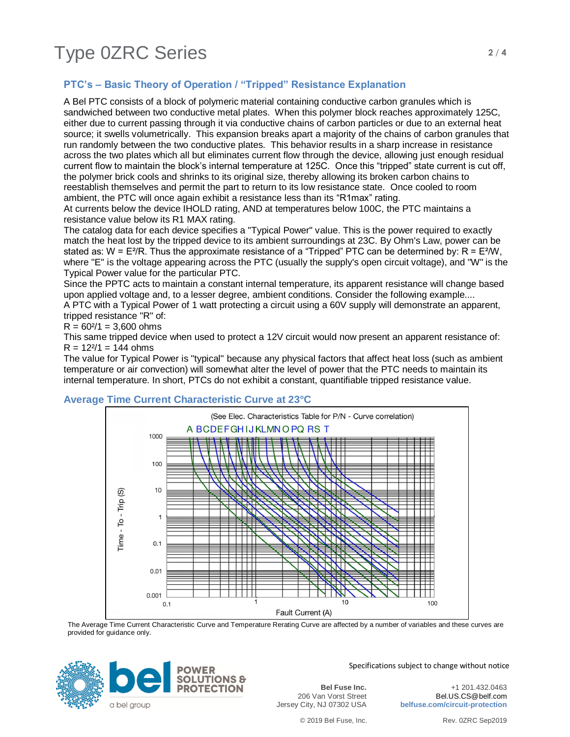## PTC's – Basic Theory of Operation / "Tripped" Resistance Explanation

A Bel PTC consists of a block of polymeric material containing conductive carbon granules which is sandwiched between two conductive metal plates. When this polymer block reaches approximately 125C, either due to current passing through it via conductive chains of carbon particles or due to an external heat source; it swells volumetrically. This expansion breaks apart a majority of the chains of carbon granules that run randomly between the two conductive plates. This behavior results in a sharp increase in resistance across the two plates which all but eliminates current flow through the device, allowing just enough residual current flow to maintain the block's internal temperature at 125C. Once this "tripped" state current is cut off, the polymer brick cools and shrinks to its original size, thereby allowing its broken carbon chains to reestablish themselves and permit the part to return to its low resistance state. Once cooled to room ambient, the PTC will once again exhibit a resistance less than its "R1max" rating.

At currents below the device IHOLD rating, AND at temperatures below 100C, the PTC maintains a resistance value below its R1 MAX rating.

The catalog data for each device specifies a "Typical Power" value. This is the power required to exactly match the heat lost by the tripped device to its ambient surroundings at 23C. By Ohm's Law, power can be stated as: $W = E^2/R$. Thus the approximate resistance of a "Tripped" PTC can be determined by: $R = E^2/W$, where "E" is the voltage appearing across the PTC (usually the supply's open circuit voltage), and "W" is the Typical Power value for the particular PTC.

Since the PPTC acts to maintain a constant internal temperature, its apparent resistance will change based upon applied voltage and, to a lesser degree, ambient conditions. Consider the following example....

A PTC with a Typical Power of 1 watt protecting a circuit using a 60V supply will demonstrate an apparent, tripped resistance "R" of:

$R = 60^2/1 = 3{,}600$ ohms

This same tripped device when used to protect a 12V circuit would now present an apparent resistance of:

$R = 12^2/1 = 144$ ohms

The value for Typical Power is "typical" because any physical factors that affect heat loss (such as ambient temperature or air convection) will somewhat alter the level of power that the PTC needs to maintain its internal temperature. In short, PTCs do not exhibit a constant, quantifiable tripped resistance value.

## Average Time Current Characteristic Curve at 23°C

(See Elec. Characteristics Table for P/N - Curve correlation)

A B C D E F G H I J K L M N O P Q R S T

Time - To - Trip (S) vs. Fault Current (A)

The Average Time Current Characteristic Curve and Temperature Rerating Curve are affected by a number of variables and these curves are provided for guidance only.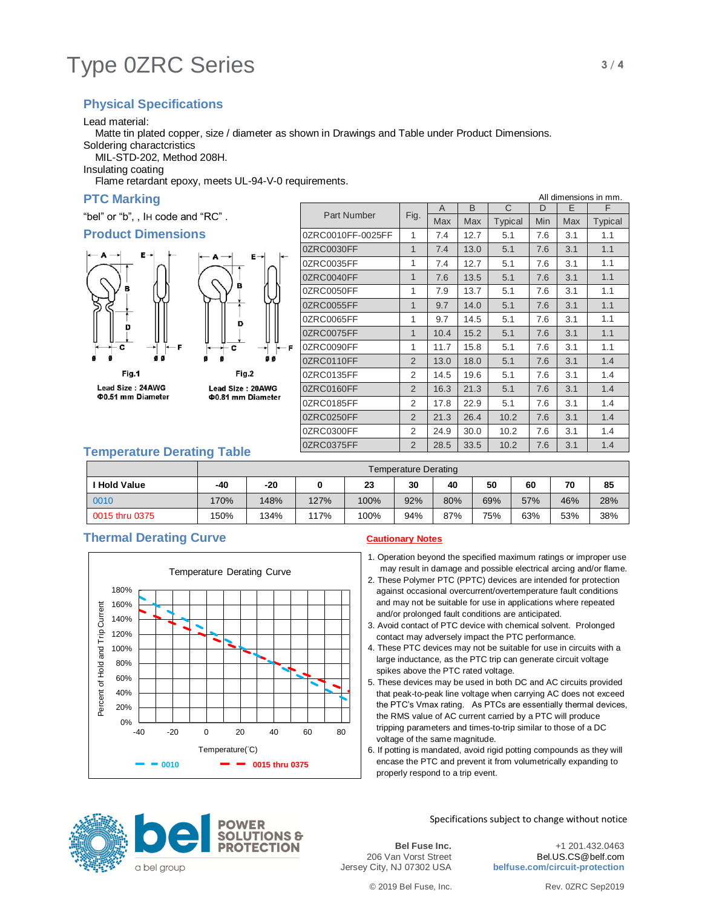# Type 0ZRC Series

## Physical Specifications

Lead material:
Matte tin plated copper, size / diameter as shown in Drawings and Table under Product Dimensions.
Soldering charactcristics
MIL-STD-202, Method 208H.
Insulating coating
Flame retardant epoxy, meets UL-94-V-0 requirements.

## PTC Marking

"bel" or "b", , IH code and "RC" .

## Product Dimensions

Fig.1
Lead Size : 24AWG
Φ0.51 mm Diameter

Fig.2
Lead Size : 20AWG
Φ0.81 mm Diameter

All dimensions in mm.

| Part Number | Fig. | A | B | C | D | E | F |
|---|---|---|---|---|---|---|---|
| | | Max | Max | Typical | Min | Max | Typical |
| 0ZRC0010FF-0025FF | 1 | 7.4 | 12.7 | 5.1 | 7.6 | 3.1 | 1.1 |
| 0ZRC0030FF | 1 | 7.4 | 13.0 | 5.1 | 7.6 | 3.1 | 1.1 |
| 0ZRC0035FF | 1 | 7.4 | 12.7 | 5.1 | 7.6 | 3.1 | 1.1 |
| 0ZRC0040FF | 1 | 7.6 | 13.5 | 5.1 | 7.6 | 3.1 | 1.1 |
| 0ZRC0050FF | 1 | 7.9 | 13.7 | 5.1 | 7.6 | 3.1 | 1.1 |
| 0ZRC0055FF | 1 | 9.7 | 14.0 | 5.1 | 7.6 | 3.1 | 1.1 |
| 0ZRC0065FF | 1 | 9.7 | 14.5 | 5.1 | 7.6 | 3.1 | 1.1 |
| 0ZRC0075FF | 1 | 10.4 | 15.2 | 5.1 | 7.6 | 3.1 | 1.1 |
| 0ZRC0090FF | 1 | 11.7 | 15.8 | 5.1 | 7.6 | 3.1 | 1.1 |
| 0ZRC0110FF | 2 | 13.0 | 18.0 | 5.1 | 7.6 | 3.1 | 1.4 |
| 0ZRC0135FF | 2 | 14.5 | 19.6 | 5.1 | 7.6 | 3.1 | 1.4 |
| 0ZRC0160FF | 2 | 16.3 | 21.3 | 5.1 | 7.6 | 3.1 | 1.4 |
| 0ZRC0185FF | 2 | 17.8 | 22.9 | 5.1 | 7.6 | 3.1 | 1.4 |
| 0ZRC0250FF | 2 | 21.3 | 26.4 | 10.2 | 7.6 | 3.1 | 1.4 |
| 0ZRC0300FF | 2 | 24.9 | 30.0 | 10.2 | 7.6 | 3.1 | 1.4 |
| 0ZRC0375FF | 2 | 28.5 | 33.5 | 10.2 | 7.6 | 3.1 | 1.4 |

## Temperature Derating Table

| | Temperature Derating | | | | | | | | | |
|---|---|---|---|---|---|---|---|---|---|---|
| **I Hold Value** | **-40** | **-20** | **0** | **23** | **30** | **40** | **50** | **60** | **70** | **85** |
| 0010 | 170% | 148% | 127% | 100% | 92% | 80% | 69% | 57% | 46% | 28% |
| 0015 thru 0375 | 150% | 134% | 117% | 100% | 94% | 87% | 75% | 63% | 53% | 38% |

## Thermal Derating Curve

Temperature Derating Curve

(Chart: Percent of Hold and Trip Current, 0%–180%, vs. Temperature(˚C), -40 to 80; series: 0010, 0015 thru 0375)

## Cautionary Notes

1. Operation beyond the specified maximum ratings or improper use may result in damage and possible electrical arcing and/or flame.
2. These Polymer PTC (PPTC) devices are intended for protection against occasional overcurrent/overtemperature fault conditions and may not be suitable for use in applications where repeated and/or prolonged fault conditions are anticipated.
3. Avoid contact of PTC device with chemical solvent. Prolonged contact may adversely impact the PTC performance.
4. These PTC devices may not be suitable for use in circuits with a large inductance, as the PTC trip can generate circuit voltage spikes above the PTC rated voltage.
5. These devices may be used in both DC and AC circuits provided that peak-to-peak line voltage when carrying AC does not exceed the PTC's Vmax rating. As PTCs are essentially thermal devices, the RMS value of AC current carried by a PTC will produce tripping parameters and times-to-trip similar to those of a DC voltage of the same magnitude.
6. If potting is mandated, avoid rigid potting compounds as they will encase the PTC and prevent it from volumetrically expanding to properly respond to a trip event.

Specifications subject to change without notice

**Bel Fuse Inc.**
206 Van Vorst Street
Jersey City, NJ 07302 USA

+1 201.432.0463
Bel.US.CS@belf.com
**belfuse.com/circuit-protection**

© 2019 Bel Fuse, Inc. Rev. 0ZRC Sep2019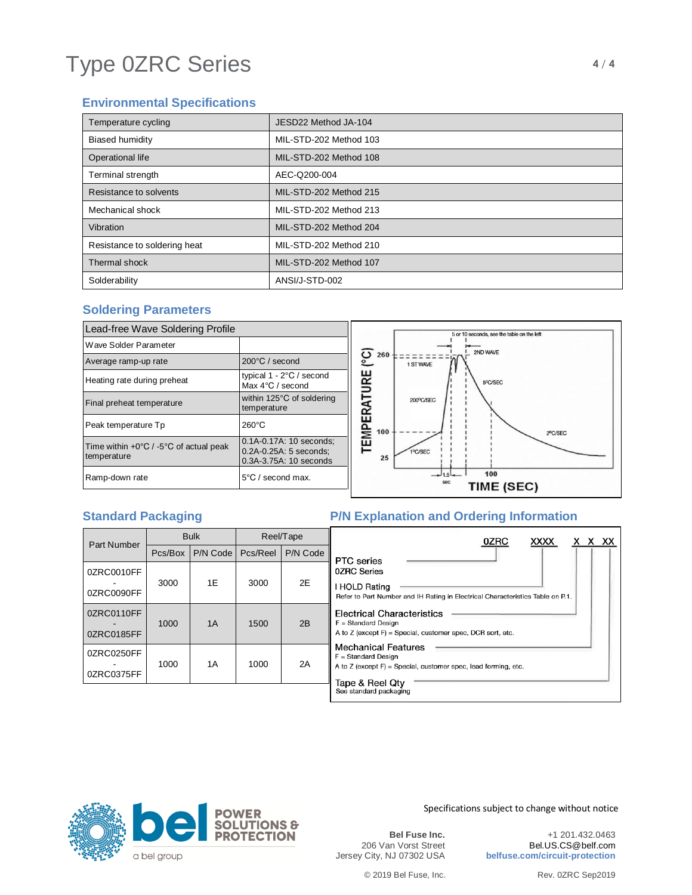# Type 0ZRC Series

## Environmental Specifications

| Temperature cycling | JESD22 Method JA-104 |
|---|---|
| Biased humidity | MIL-STD-202 Method 103 |
| Operational life | MIL-STD-202 Method 108 |
| Terminal strength | AEC-Q200-004 |
| Resistance to solvents | MIL-STD-202 Method 215 |
| Mechanical shock | MIL-STD-202 Method 213 |
| Vibration | MIL-STD-202 Method 204 |
| Resistance to soldering heat | MIL-STD-202 Method 210 |
| Thermal shock | MIL-STD-202 Method 107 |
| Solderability | ANSI/J-STD-002 |

## Soldering Parameters

| Lead-free Wave Soldering Profile | |
|---|---|
| Wave Solder Parameter | |
| Average ramp-up rate | 200°C / second |
| Heating rate during preheat | typical 1 - 2°C / second<br>Max 4°C / second |
| Final preheat temperature | within 125°C of soldering temperature |
| Peak temperature Tp | 260°C |
| Time within +0°C / -5°C of actual peak temperature | 0.1A-0.17A: 10 seconds;<br>0.2A-0.25A: 5 seconds;<br>0.3A-3.75A: 10 seconds |
| Ramp-down rate | 5°C / second max. |

## Standard Packaging

| Part Number | Bulk | | Reel/Tape | |
|---|---|---|---|---|
| | Pcs/Box | P/N Code | Pcs/Reel | P/N Code |
| 0ZRC0010FF - 0ZRC0090FF | 3000 | 1E | 3000 | 2E |
| 0ZRC0110FF - 0ZRC0185FF | 1000 | 1A | 1500 | 2B |
| 0ZRC0250FF - 0ZRC0375FF | 1000 | 1A | 1000 | 2A |

## P/N Explanation and Ordering Information

0ZRC XXXX X X XX

- **PTC series** – 0ZRC Series
- **I HOLD Rating** – Refer to Part Number and IH Rating in Electrical Characteristics Table on P.1.
- **Electrical Characteristics** – F = Standard Design; A to Z (except F) = Special, customer spec, DCR sort, etc.
- **Mechanical Features** – F = Standard Design; A to Z (except F) = Special, customer spec, lead forming, etc.
- **Tape & Reel Qty** – See standard packaging

Specifications subject to change without notice

**Bel Fuse Inc.**
206 Van Vorst Street
Jersey City, NJ 07302 USA

+1 201.432.0463
Bel.US.CS@belf.com
**belfuse.com/circuit-protection**

© 2019 Bel Fuse, Inc. Rev. 0ZRC Sep2019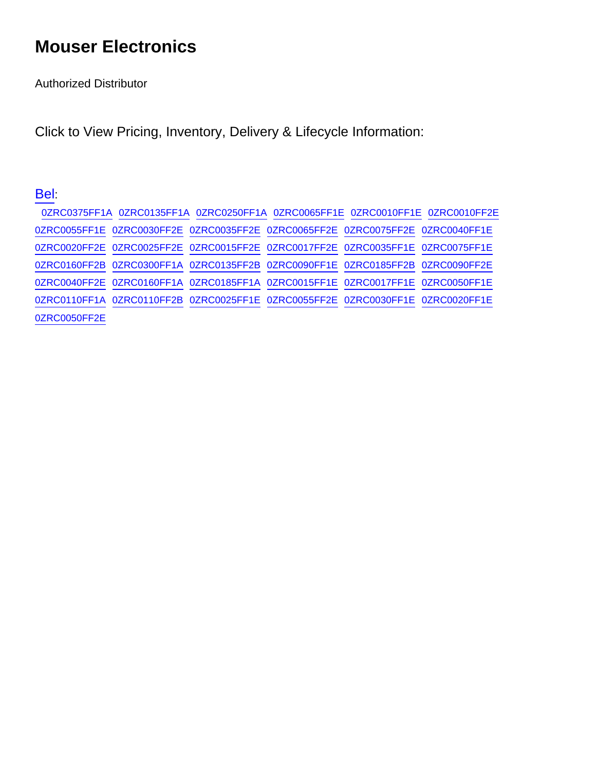# Mouser Electronics

Authorized Distributor

Click to View Pricing, Inventory, Delivery & Lifecycle Information:

Bel:

0ZRC0375FF1A 0ZRC0135FF1A 0ZRC0250FF1A 0ZRC0065FF1E 0ZRC0010FF1E 0ZRC0010FF2E 0ZRC0055FF1E 0ZRC0030FF2E 0ZRC0035FF2E 0ZRC0065FF2E 0ZRC0075FF2E 0ZRC0040FF1E 0ZRC0020FF2E 0ZRC0025FF2E 0ZRC0015FF2E 0ZRC0017FF2E 0ZRC0035FF1E 0ZRC0075FF1E 0ZRC0160FF2B 0ZRC0300FF1A 0ZRC0135FF2B 0ZRC0090FF1E 0ZRC0185FF2B 0ZRC0090FF2E 0ZRC0040FF2E 0ZRC0160FF1A 0ZRC0185FF1A 0ZRC0015FF1E 0ZRC0017FF1E 0ZRC0050FF1E 0ZRC0110FF1A 0ZRC0110FF2B 0ZRC0025FF1E 0ZRC0055FF2E 0ZRC0030FF1E 0ZRC0020FF1E 0ZRC0050FF2E